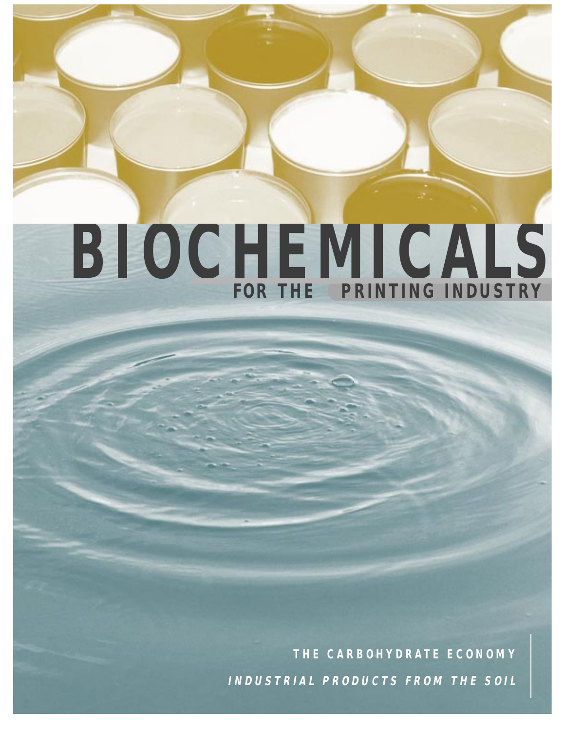# BIOCHEMICALS

## FOR THE PRINTING INDUSTRY

**THE CARBOHYDRATE ECONOMY**

***INDUSTRIAL PRODUCTS FROM THE SOIL***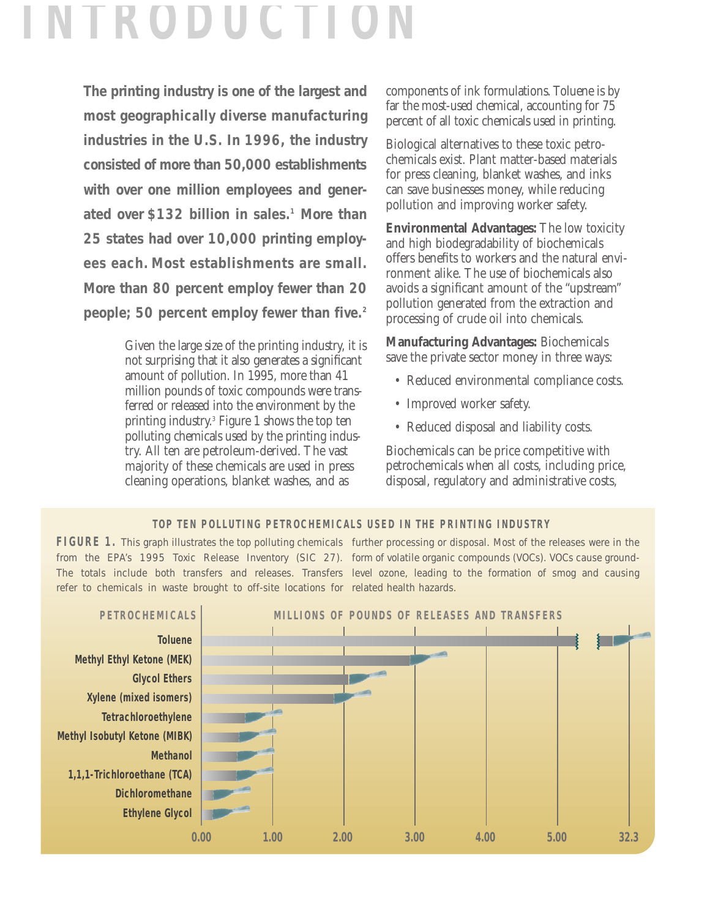# INTRODUCTION

**The printing industry is one of the largest and most geographically diverse manufacturing industries in the U.S. In 1996, the industry consisted of more than 50,000 establishments with over one million employees and generated over $132 billion in sales.[1] More than 25 states had over 10,000 printing employees each. Most establishments are small. More than 80 percent employ fewer than 20 people; 50 percent employ fewer than five.[2]**

Given the large size of the printing industry, it is not surprising that it also generates a significant amount of pollution. In 1995, more than 41 million pounds of toxic compounds were transferred or released into the environment by the printing industry.[3] Figure 1 shows the top ten polluting chemicals used by the printing industry. All ten are petroleum-derived. The vast majority of these chemicals are used in press cleaning operations, blanket washes, and as components of ink formulations. Toluene is by far the most-used chemical, accounting for 75 percent of all toxic chemicals used in printing.

Biological alternatives to these toxic petrochemicals exist. Plant matter-based materials for press cleaning, blanket washes, and inks can save businesses money, while reducing pollution and improving worker safety.

**Environmental Advantages:** The low toxicity and high biodegradability of biochemicals offers benefits to workers and the natural environment alike. The use of biochemicals also avoids a significant amount of the "upstream" pollution generated from the extraction and processing of crude oil into chemicals.

**Manufacturing Advantages:** Biochemicals save the private sector money in three ways:

- Reduced environmental compliance costs.
- Improved worker safety.
- Reduced disposal and liability costs.

Biochemicals can be price competitive with petrochemicals when all costs, including price, disposal, regulatory and administrative costs,

**TOP TEN POLLUTING PETROCHEMICALS USED IN THE PRINTING INDUSTRY**

**FIGURE 1.** This graph illustrates the top polluting chemicals from the EPA's 1995 Toxic Release Inventory (SIC 27). The totals include both transfers and releases. Transfers refer to chemicals in waste brought to off-site locations for further processing or disposal. Most of the releases were in the form of volatile organic compounds (VOCs). VOCs cause ground-level ozone, leading to the formation of smog and causing related health hazards.

| PETROCHEMICALS | MILLIONS OF POUNDS OF RELEASES AND TRANSFERS (approx.) |
|---|---|
| Toluene | 32.3 |
| Methyl Ethyl Ketone (MEK) | ~2.9 |
| Glycol Ethers | ~2.1 |
| Xylene (mixed isomers) | ~1.9 |
| Tetrachloroethylene | ~0.6 |
| Methyl Isobutyl Ketone (MIBK) | ~0.5 |
| Methanol | ~0.5 |
| 1,1,1-Trichloroethane (TCA) | ~0.5 |
| Dichloromethane | ~0.2 |
| Ethylene Glycol | ~0.2 |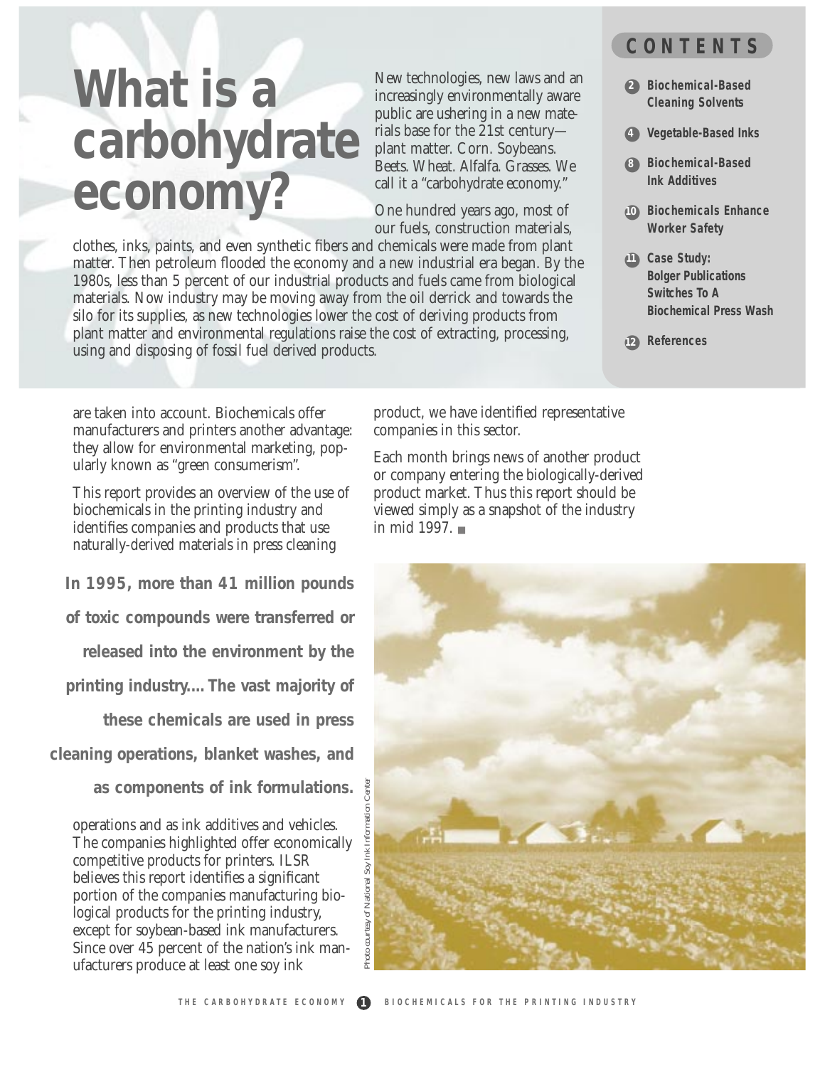# What is a carbohydrate economy?

New technologies, new laws and an increasingly environmentally aware public are ushering in a new materials base for the 21st century—plant matter. Corn. Soybeans. Beets. Wheat. Alfalfa. Grasses. We call it a "carbohydrate economy."

One hundred years ago, most of our fuels, construction materials, clothes, inks, paints, and even synthetic fibers and chemicals were made from plant matter. Then petroleum flooded the economy and a new industrial era began. By the 1980s, less than 5 percent of our industrial products and fuels came from biological materials. Now industry may be moving away from the oil derrick and towards the silo for its supplies, as new technologies lower the cost of deriving products from plant matter and environmental regulations raise the cost of extracting, processing, using and disposing of fossil fuel derived products.

## CONTENTS

- 2 Biochemical-Based Cleaning Solvents
- 4 Vegetable-Based Inks
- 8 Biochemical-Based Ink Additives
- 10 Biochemicals Enhance Worker Safety
- 11 Case Study: Bolger Publications Switches To A Biochemical Press Wash
- 12 References

are taken into account. Biochemicals offer manufacturers and printers another advantage: they allow for environmental marketing, popularly known as "green consumerism".

This report provides an overview of the use of biochemicals in the printing industry and identifies companies and products that use naturally-derived materials in press cleaning operations and as ink additives and vehicles. The companies highlighted offer economically competitive products for printers. ILSR believes this report identifies a significant portion of the companies manufacturing biological products for the printing industry, except for soybean-based ink manufacturers. Since over 45 percent of the nation's ink manufacturers produce at least one soy ink product, we have identified representative companies in this sector.

Each month brings news of another product or company entering the biologically-derived product market. Thus this report should be viewed simply as a snapshot of the industry in mid 1997.

**In 1995, more than 41 million pounds of toxic compounds were transferred or released into the environment by the printing industry.... The vast majority of these chemicals are used in press cleaning operations, blanket washes, and as components of ink formulations.**

*Photo courtesy of National Soy Ink Information Center*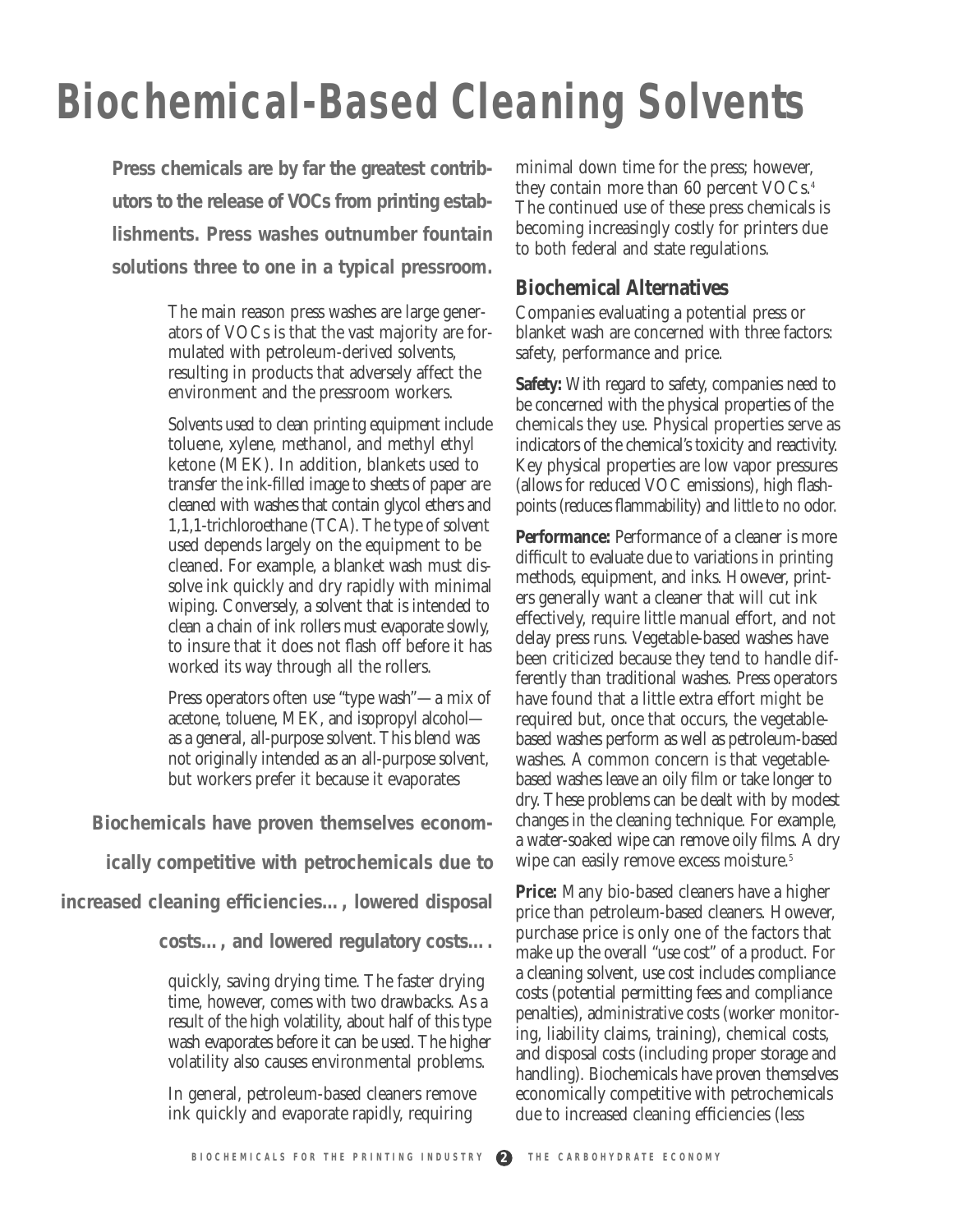# Biochemical-Based Cleaning Solvents

**Press chemicals are by far the greatest contributors to the release of VOCs from printing establishments. Press washes outnumber fountain solutions three to one in a typical pressroom.**

The main reason press washes are large generators of VOCs is that the vast majority are formulated with petroleum-derived solvents, resulting in products that adversely affect the environment and the pressroom workers.

Solvents used to clean printing equipment include toluene, xylene, methanol, and methyl ethyl ketone (MEK). In addition, blankets used to transfer the ink-filled image to sheets of paper are cleaned with washes that contain glycol ethers and 1,1,1-trichloroethane (TCA). The type of solvent used depends largely on the equipment to be cleaned. For example, a blanket wash must dissolve ink quickly and dry rapidly with minimal wiping. Conversely, a solvent that is intended to clean a chain of ink rollers must evaporate slowly, to insure that it does not flash off before it has worked its way through all the rollers.

Press operators often use "type wash"—a mix of acetone, toluene, MEK, and isopropyl alcohol—as a general, all-purpose solvent. This blend was not originally intended as an all-purpose solvent, but workers prefer it because it evaporates quickly, saving drying time. The faster drying time, however, comes with two drawbacks. As a result of the high volatility, about half of this type wash evaporates before it can be used. The higher volatility also causes environmental problems.

**Biochemicals have proven themselves economically competitive with petrochemicals due to increased cleaning efficiencies..., lowered disposal costs..., and lowered regulatory costs....**

In general, petroleum-based cleaners remove ink quickly and evaporate rapidly, requiring minimal down time for the press; however, they contain more than 60 percent VOCs.[4] The continued use of these press chemicals is becoming increasingly costly for printers due to both federal and state regulations.

## Biochemical Alternatives

Companies evaluating a potential press or blanket wash are concerned with three factors: safety, performance and price.

**Safety:** With regard to safety, companies need to be concerned with the physical properties of the chemicals they use. Physical properties serve as indicators of the chemical's toxicity and reactivity. Key physical properties are low vapor pressures (allows for reduced VOC emissions), high flashpoints (reduces flammability) and little to no odor.

**Performance:** Performance of a cleaner is more difficult to evaluate due to variations in printing methods, equipment, and inks. However, printers generally want a cleaner that will cut ink effectively, require little manual effort, and not delay press runs. Vegetable-based washes have been criticized because they tend to handle differently than traditional washes. Press operators have found that a little extra effort might be required but, once that occurs, the vegetable-based washes perform as well as petroleum-based washes. A common concern is that vegetable-based washes leave an oily film or take longer to dry. These problems can be dealt with by modest changes in the cleaning technique. For example, a water-soaked wipe can remove oily films. A dry wipe can easily remove excess moisture.[5]

**Price:** Many bio-based cleaners have a higher price than petroleum-based cleaners. However, purchase price is only one of the factors that make up the overall "use cost" of a product. For a cleaning solvent, use cost includes compliance costs (potential permitting fees and compliance penalties), administrative costs (worker monitoring, liability claims, training), chemical costs, and disposal costs (including proper storage and handling). Biochemicals have proven themselves economically competitive with petrochemicals due to increased cleaning efficiencies (less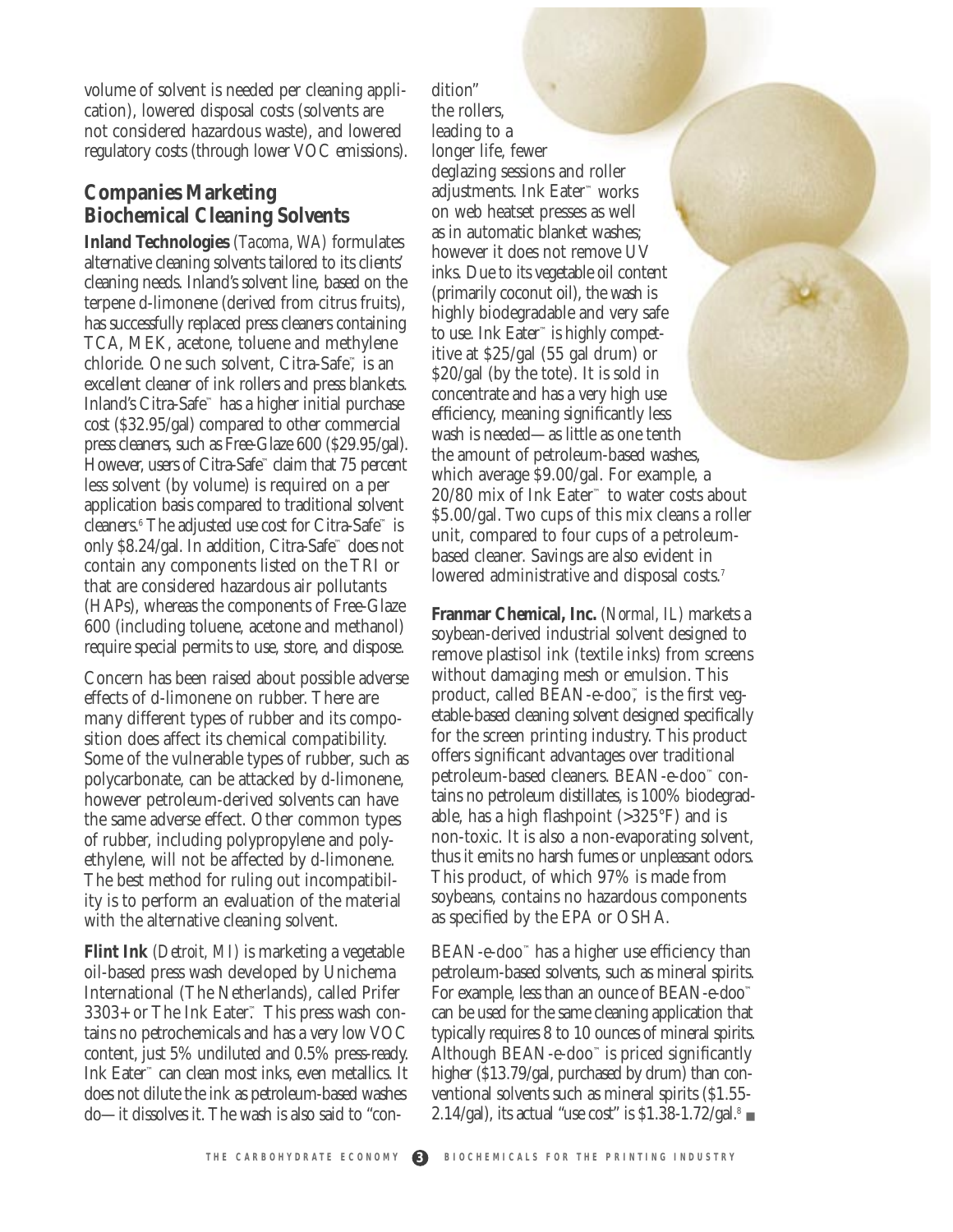volume of solvent is needed per cleaning application), lowered disposal costs (solvents are not considered hazardous waste), and lowered regulatory costs (through lower VOC emissions).

## Companies Marketing Biochemical Cleaning Solvents

**Inland Technologies** *(Tacoma, WA)* formulates alternative cleaning solvents tailored to its clients' cleaning needs. Inland's solvent line, based on the terpene d-limonene (derived from citrus fruits), has successfully replaced press cleaners containing TCA, MEK, acetone, toluene and methylene chloride. One such solvent, Citra-Safe™, is an excellent cleaner of ink rollers and press blankets. Inland's Citra-Safe™ has a higher initial purchase cost ($32.95/gal) compared to other commercial press cleaners, such as Free-Glaze 600 ($29.95/gal). However, users of Citra-Safe™ claim that 75 percent less solvent (by volume) is required on a per application basis compared to traditional solvent cleaners.[6] The adjusted use cost for Citra-Safe™ is only $8.24/gal. In addition, Citra-Safe™ does not contain any components listed on the TRI or that are considered hazardous air pollutants (HAPs), whereas the components of Free-Glaze 600 (including toluene, acetone and methanol) require special permits to use, store, and dispose.

Concern has been raised about possible adverse effects of d-limonene on rubber. There are many different types of rubber and its composition does affect its chemical compatibility. Some of the vulnerable types of rubber, such as polycarbonate, can be attacked by d-limonene, however petroleum-derived solvents can have the same adverse effect. Other common types of rubber, including polypropylene and polyethylene, will not be affected by d-limonene. The best method for ruling out incompatibility is to perform an evaluation of the material with the alternative cleaning solvent.

**Flint Ink** *(Detroit, MI)* is marketing a vegetable oil-based press wash developed by Unichema International (The Netherlands), called Prifer 3303+ or The Ink Eater™. This press wash contains no petrochemicals and has a very low VOC content, just 5% undiluted and 0.5% press-ready. Ink Eater™ can clean most inks, even metallics. It does not dilute the ink as petroleum-based washes do—it dissolves it. The wash is also said to "condition" the rollers, leading to a longer life, fewer deglazing sessions and roller adjustments. Ink Eater™ works on web heatset presses as well as in automatic blanket washes; however it does not remove UV inks. Due to its vegetable oil content (primarily coconut oil), the wash is highly biodegradable and very safe to use. Ink Eater™ is highly competitive at $25/gal (55 gal drum) or $20/gal (by the tote). It is sold in concentrate and has a very high use efficiency, meaning significantly less wash is needed—as little as one tenth the amount of petroleum-based washes, which average $9.00/gal. For example, a 20/80 mix of Ink Eater™ to water costs about $5.00/gal. Two cups of this mix cleans a roller unit, compared to four cups of a petroleum-based cleaner. Savings are also evident in lowered administrative and disposal costs.[7]

**Franmar Chemical, Inc.** *(Normal, IL)* markets a soybean-derived industrial solvent designed to remove plastisol ink (textile inks) from screens without damaging mesh or emulsion. This product, called BEAN-e-doo™, is the first vegetable-based cleaning solvent designed specifically for the screen printing industry. This product offers significant advantages over traditional petroleum-based cleaners. BEAN-e-doo™ contains no petroleum distillates, is 100% biodegradable, has a high flashpoint (>325°F) and is non-toxic. It is also a non-evaporating solvent, thus it emits no harsh fumes or unpleasant odors. This product, of which 97% is made from soybeans, contains no hazardous components as specified by the EPA or OSHA.

BEAN-e-doo™ has a higher use efficiency than petroleum-based solvents, such as mineral spirits. For example, less than an ounce of BEAN-e-doo™ can be used for the same cleaning application that typically requires 8 to 10 ounces of mineral spirits. Although BEAN-e-doo™ is priced significantly higher ($13.79/gal, purchased by drum) than conventional solvents such as mineral spirits ($1.55-2.14/gal), its actual "use cost" is $1.38-1.72/gal.[8] ■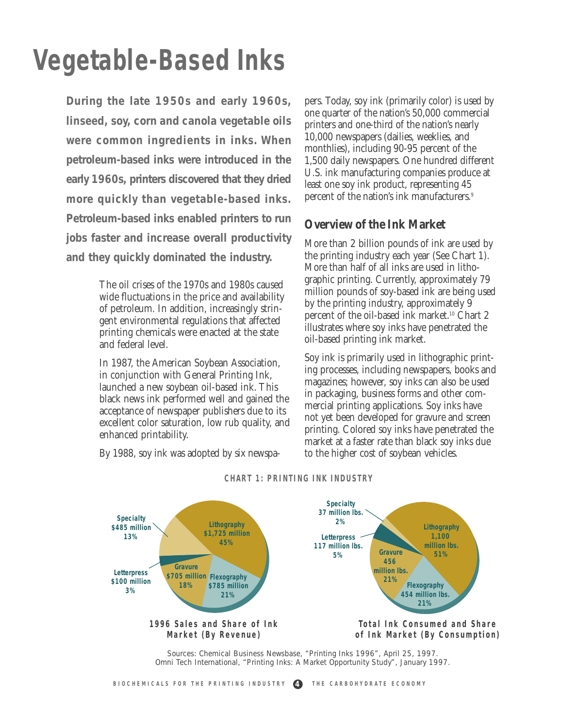# Vegetable-Based Inks

**During the late 1950s and early 1960s, linseed, soy, corn and canola vegetable oils were common ingredients in inks. When petroleum-based inks were introduced in the early 1960s, printers discovered that they dried more quickly than vegetable-based inks. Petroleum-based inks enabled printers to run jobs faster and increase overall productivity and they quickly dominated the industry.**

The oil crises of the 1970s and 1980s caused wide fluctuations in the price and availability of petroleum. In addition, increasingly stringent environmental regulations that affected printing chemicals were enacted at the state and federal level.

In 1987, the American Soybean Association, in conjunction with General Printing Ink, launched a new soybean oil-based ink. This black news ink performed well and gained the acceptance of newspaper publishers due to its excellent color saturation, low rub quality, and enhanced printability.

By 1988, soy ink was adopted by six newspapers. Today, soy ink (primarily color) is used by one quarter of the nation's 50,000 commercial printers and one-third of the nation's nearly 10,000 newspapers (dailies, weeklies, and monthlies), including 90-95 percent of the 1,500 daily newspapers. One hundred different U.S. ink manufacturing companies produce at least one soy ink product, representing 45 percent of the nation's ink manufacturers.[9]

## Overview of the Ink Market

More than 2 billion pounds of ink are used by the printing industry each year (See Chart 1). More than half of all inks are used in lithographic printing. Currently, approximately 79 million pounds of soy-based ink are being used by the printing industry, approximately 9 percent of the oil-based ink market.[10] Chart 2 illustrates where soy inks have penetrated the oil-based printing ink market.

Soy ink is primarily used in lithographic printing processes, including newspapers, books and magazines; however, soy inks can also be used in packaging, business forms and other commercial printing applications. Soy inks have not yet been developed for gravure and screen printing. Colored soy inks have penetrated the market at a faster rate than black soy inks due to the higher cost of soybean vehicles.

**CHART 1: PRINTING INK INDUSTRY**

**1996 Sales and Share of Ink Market (By Revenue)**

| Segment | Sales | Share |
|---|---|---|
| Lithography | $1,725 million | 45% |
| Flexography | $785 million | 21% |
| Gravure | $705 million | 18% |
| Specialty | $485 million | 13% |
| Letterpress | $100 million | 3% |

**Total Ink Consumed and Share of Ink Market (By Consumption)**

| Segment | Consumption | Share |
|---|---|---|
| Lithography | 1,100 million lbs. | 51% |
| Gravure | 456 million lbs. | 21% |
| Flexography | 454 million lbs. | 21% |
| Letterpress | 117 million lbs. | 5% |
| Specialty | 37 million lbs. | 2% |

Sources: Chemical Business Newsbase, "Printing Inks 1996", April 25, 1997.
Omni Tech International, "Printing Inks: A Market Opportunity Study", January 1997.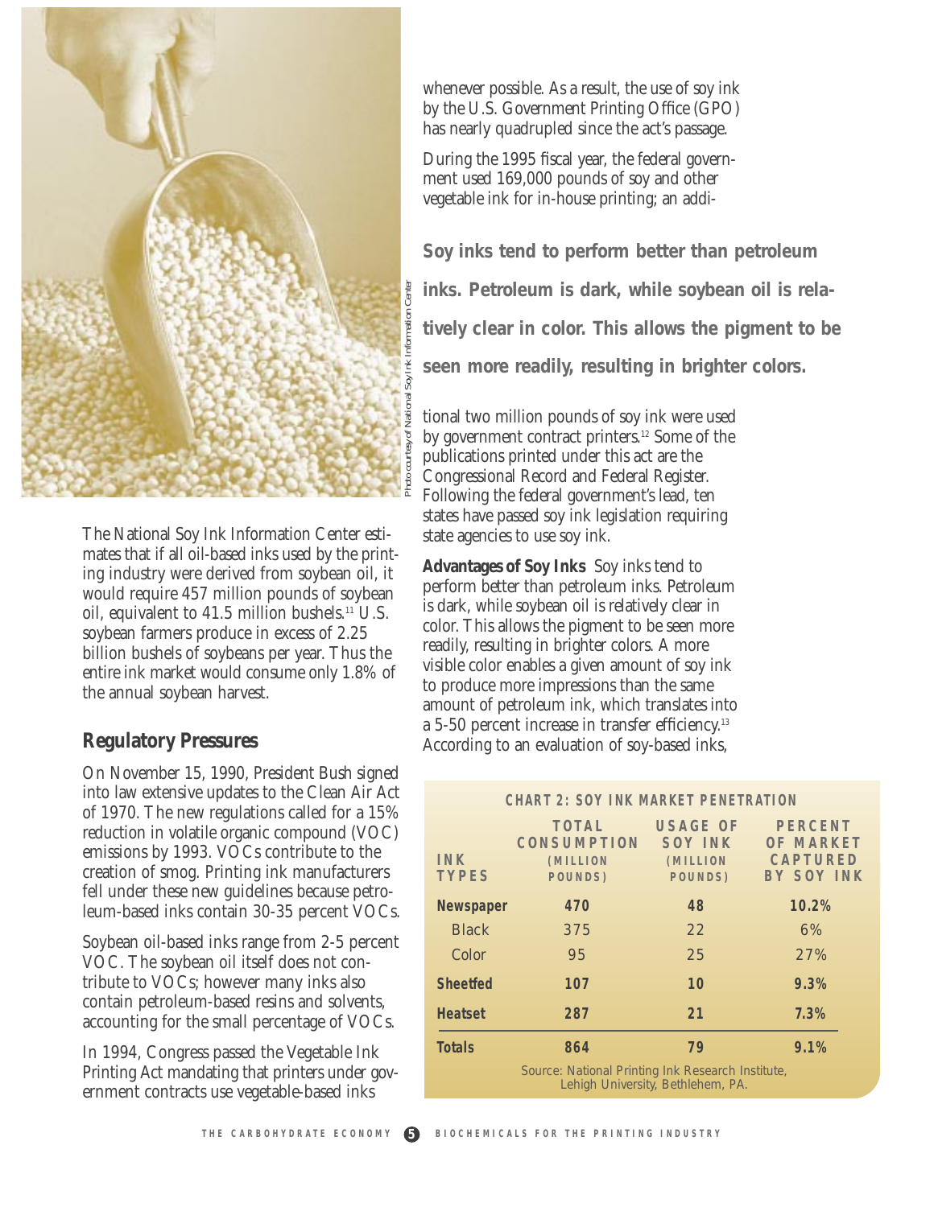The National Soy Ink Information Center estimates that if all oil-based inks used by the printing industry were derived from soybean oil, it would require 457 million pounds of soybean oil, equivalent to 41.5 million bushels.[11] U.S. soybean farmers produce in excess of 2.25 billion bushels of soybeans per year. Thus the entire ink market would consume only 1.8% of the annual soybean harvest.

## Regulatory Pressures

On November 15, 1990, President Bush signed into law extensive updates to the Clean Air Act of 1970. The new regulations called for a 15% reduction in volatile organic compound (VOC) emissions by 1993. VOCs contribute to the creation of smog. Printing ink manufacturers fell under these new guidelines because petroleum-based inks contain 30-35 percent VOCs.

Soybean oil-based inks range from 2-5 percent VOC. The soybean oil itself does not contribute to VOCs; however many inks also contain petroleum-based resins and solvents, accounting for the small percentage of VOCs.

In 1994, Congress passed the Vegetable Ink Printing Act mandating that printers under government contracts use vegetable-based inks whenever possible. As a result, the use of soy ink by the U.S. Government Printing Office (GPO) has nearly quadrupled since the act's passage.

During the 1995 fiscal year, the federal government used 169,000 pounds of soy and other vegetable ink for in-house printing; an additional two million pounds of soy ink were used by government contract printers.[12] Some of the publications printed under this act are the Congressional Record and Federal Register. Following the federal government's lead, ten states have passed soy ink legislation requiring state agencies to use soy ink.

**Soy inks tend to perform better than petroleum inks. Petroleum is dark, while soybean oil is relatively clear in color. This allows the pigment to be seen more readily, resulting in brighter colors.**

**Advantages of Soy Inks** Soy inks tend to perform better than petroleum inks. Petroleum is dark, while soybean oil is relatively clear in color. This allows the pigment to be seen more readily, resulting in brighter colors. A more visible color enables a given amount of soy ink to produce more impressions than the same amount of petroleum ink, which translates into a 5-50 percent increase in transfer efficiency.[13] According to an evaluation of soy-based inks,

**CHART 2: SOY INK MARKET PENETRATION**

| INK TYPES | TOTAL CONSUMPTION (MILLION POUNDS) | USAGE OF SOY INK (MILLION POUNDS) | PERCENT OF MARKET CAPTURED BY SOY INK |
|---|---|---|---|
| **Newspaper** | **470** | **48** | **10.2%** |
| Black | 375 | 22 | 6% |
| Color | 95 | 25 | 27% |
| **Sheetfed** | **107** | **10** | **9.3%** |
| **Heatset** | **287** | **21** | **7.3%** |
| **Totals** | **864** | **79** | **9.1%** |

Source: National Printing Ink Research Institute, Lehigh University, Bethlehem, PA.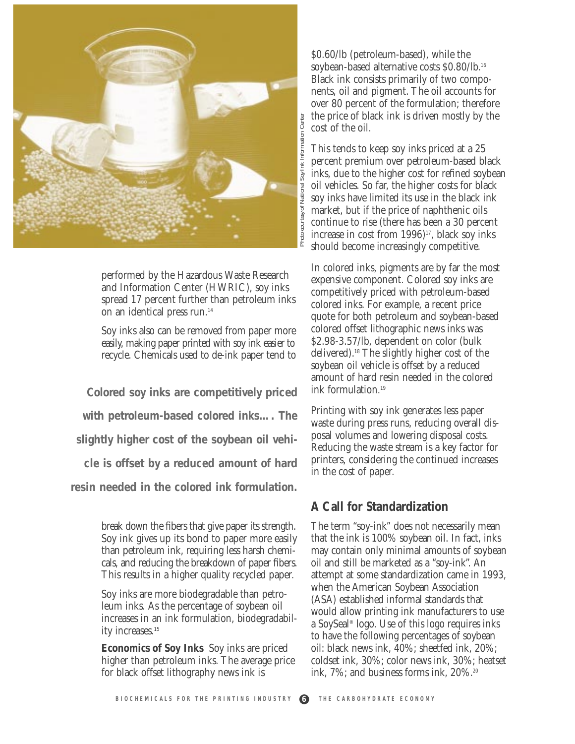performed by the Hazardous Waste Research and Information Center (HWRIC), soy inks spread 17 percent further than petroleum inks on an identical press run.[14]

Soy inks also can be removed from paper more easily, making paper printed with soy ink easier to recycle. Chemicals used to de-ink paper tend to break down the fibers that give paper its strength. Soy ink gives up its bond to paper more easily than petroleum ink, requiring less harsh chemicals, and reducing the breakdown of paper fibers. This results in a higher quality recycled paper.

**Colored soy inks are competitively priced with petroleum-based colored inks…. The slightly higher cost of the soybean oil vehicle is offset by a reduced amount of hard resin needed in the colored ink formulation.**

Soy inks are more biodegradable than petroleum inks. As the percentage of soybean oil increases in an ink formulation, biodegradability increases.[15]

**Economics of Soy Inks** Soy inks are priced higher than petroleum inks. The average price for black offset lithography news ink is $0.60/lb (petroleum-based), while the soybean-based alternative costs $0.80/lb.[16] Black ink consists primarily of two components, oil and pigment. The oil accounts for over 80 percent of the formulation; therefore the price of black ink is driven mostly by the cost of the oil.

This tends to keep soy inks priced at a 25 percent premium over petroleum-based black inks, due to the higher cost for refined soybean oil vehicles. So far, the higher costs for black soy inks have limited its use in the black ink market, but if the price of naphthenic oils continue to rise (there has been a 30 percent increase in cost from 1996)[17], black soy inks should become increasingly competitive.

In colored inks, pigments are by far the most expensive component. Colored soy inks are competitively priced with petroleum-based colored inks. For example, a recent price quote for both petroleum and soybean-based colored offset lithographic news inks was $2.98-3.57/lb, dependent on color (bulk delivered).[18] The slightly higher cost of the soybean oil vehicle is offset by a reduced amount of hard resin needed in the colored ink formulation.[19]

Printing with soy ink generates less paper waste during press runs, reducing overall disposal volumes and lowering disposal costs. Reducing the waste stream is a key factor for printers, considering the continued increases in the cost of paper.

## A Call for Standardization

The term "soy-ink" does not necessarily mean that the ink is 100% soybean oil. In fact, inks may contain only minimal amounts of soybean oil and still be marketed as a "soy-ink". An attempt at some standardization came in 1993, when the American Soybean Association (ASA) established informal standards that would allow printing ink manufacturers to use a SoySeal® logo. Use of this logo requires inks to have the following percentages of soybean oil: black news ink, 40%; sheetfed ink, 20%; coldset ink, 30%; color news ink, 30%; heatset ink, 7%; and business forms ink, 20%.[20]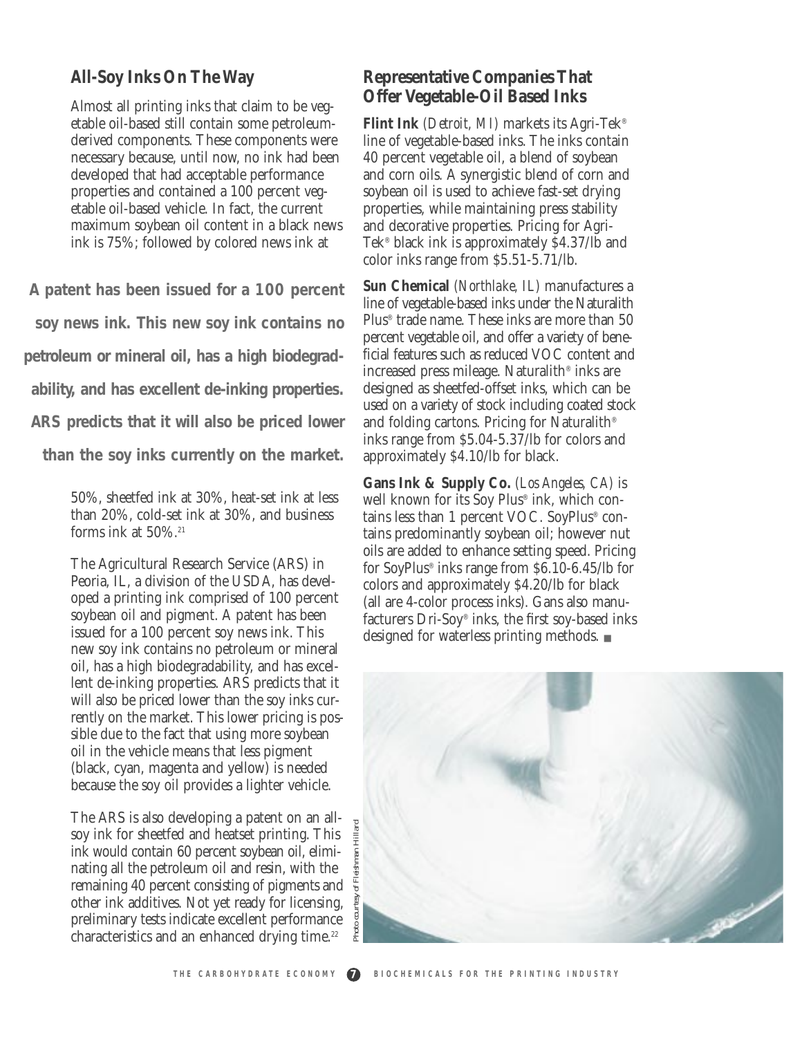## All-Soy Inks On The Way

Almost all printing inks that claim to be vegetable oil-based still contain some petroleum-derived components. These components were necessary because, until now, no ink had been developed that had acceptable performance properties and contained a 100 percent vegetable oil-based vehicle. In fact, the current maximum soybean oil content in a black news ink is 75%; followed by colored news ink at 50%, sheetfed ink at 30%, heat-set ink at less than 20%, cold-set ink at 30%, and business forms ink at 50%.[21]

**A patent has been issued for a 100 percent soy news ink. This new soy ink contains no petroleum or mineral oil, has a high biodegradability, and has excellent de-inking properties. ARS predicts that it will also be priced lower than the soy inks currently on the market.**

The Agricultural Research Service (ARS) in Peoria, IL, a division of the USDA, has developed a printing ink comprised of 100 percent soybean oil and pigment. A patent has been issued for a 100 percent soy news ink. This new soy ink contains no petroleum or mineral oil, has a high biodegradability, and has excellent de-inking properties. ARS predicts that it will also be priced lower than the soy inks currently on the market. This lower pricing is possible due to the fact that using more soybean oil in the vehicle means that less pigment (black, cyan, magenta and yellow) is needed because the soy oil provides a lighter vehicle.

The ARS is also developing a patent on an all-soy ink for sheetfed and heatset printing. This ink would contain 60 percent soybean oil, eliminating all the petroleum oil and resin, with the remaining 40 percent consisting of pigments and other ink additives. Not yet ready for licensing, preliminary tests indicate excellent performance characteristics and an enhanced drying time.[22]

## Representative Companies That Offer Vegetable-Oil Based Inks

**Flint Ink** *(Detroit, MI)* markets its Agri-Tek® line of vegetable-based inks. The inks contain 40 percent vegetable oil, a blend of soybean and corn oils. A synergistic blend of corn and soybean oil is used to achieve fast-set drying properties, while maintaining press stability and decorative properties. Pricing for Agri-Tek® black ink is approximately $4.37/lb and color inks range from $5.51-5.71/lb.

**Sun Chemical** *(Northlake, IL)* manufactures a line of vegetable-based inks under the Naturalith Plus® trade name. These inks are more than 50 percent vegetable oil, and offer a variety of beneficial features such as reduced VOC content and increased press mileage. Naturalith® inks are designed as sheetfed-offset inks, which can be used on a variety of stock including coated stock and folding cartons. Pricing for Naturalith® inks range from $5.04-5.37/lb for colors and approximately $4.10/lb for black.

**Gans Ink & Supply Co.** *(Los Angeles, CA)* is well known for its Soy Plus® ink, which contains less than 1 percent VOC. SoyPlus® contains predominantly soybean oil; however nut oils are added to enhance setting speed. Pricing for SoyPlus® inks range from $6.10-6.45/lb for colors and approximately $4.20/lb for black (all are 4-color process inks). Gans also manufacturers Dri-Soy® inks, the first soy-based inks designed for waterless printing methods. ■

*Photo courtesy of Fleishman Hillard*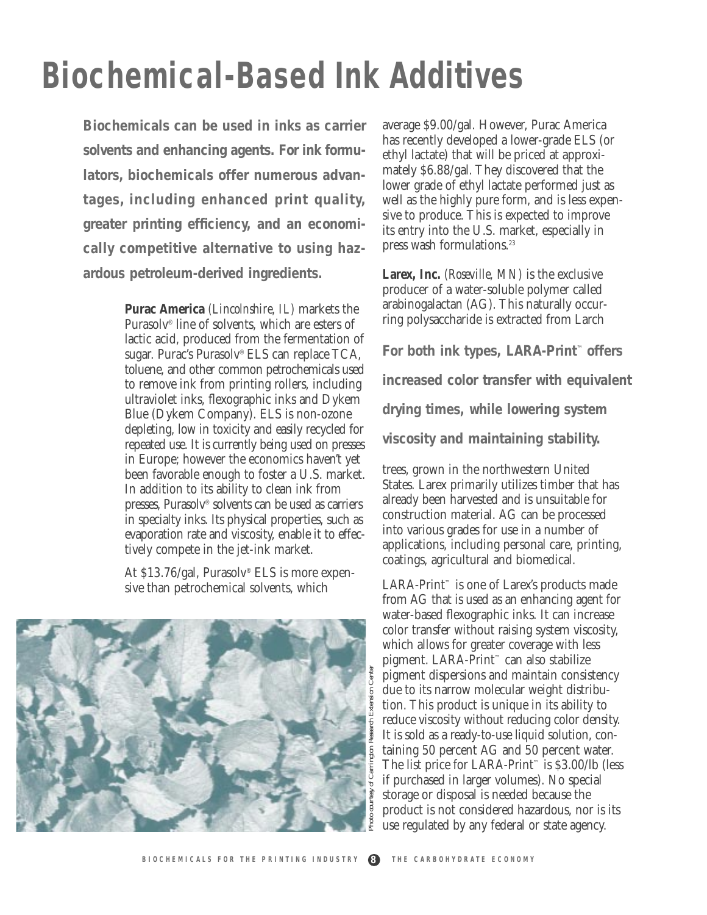# Biochemical-Based Ink Additives

**Biochemicals can be used in inks as carrier solvents and enhancing agents. For ink formulators, biochemicals offer numerous advantages, including enhanced print quality, greater printing efficiency, and an economically competitive alternative to using hazardous petroleum-derived ingredients.**

**Purac America** *(Lincolnshire, IL)* markets the Purasolv® line of solvents, which are esters of lactic acid, produced from the fermentation of sugar. Purac's Purasolv® ELS can replace TCA, toluene, and other common petrochemicals used to remove ink from printing rollers, including ultraviolet inks, flexographic inks and Dykem Blue (Dykem Company). ELS is non-ozone depleting, low in toxicity and easily recycled for repeated use. It is currently being used on presses in Europe; however the economics haven't yet been favorable enough to foster a U.S. market. In addition to its ability to clean ink from presses, Purasolv® solvents can be used as carriers in specialty inks. Its physical properties, such as evaporation rate and viscosity, enable it to effectively compete in the jet-ink market.

At $13.76/gal, Purasolv® ELS is more expensive than petrochemical solvents, which average $9.00/gal. However, Purac America has recently developed a lower-grade ELS (or ethyl lactate) that will be priced at approximately $6.88/gal. They discovered that the lower grade of ethyl lactate performed just as well as the highly pure form, and is less expensive to produce. This is expected to improve its entry into the U.S. market, especially in press wash formulations.[23]

Photo courtesy of Carrington Research Extension Center

**Larex, Inc.** *(Roseville, MN)* is the exclusive producer of a water-soluble polymer called arabinogalactan (AG). This naturally occurring polysaccharide is extracted from Larch trees, grown in the northwestern United States. Larex primarily utilizes timber that has already been harvested and is unsuitable for construction material. AG can be processed into various grades for use in a number of applications, including personal care, printing, coatings, agricultural and biomedical.

**For both ink types, LARA-Print™ offers increased color transfer with equivalent drying times, while lowering system viscosity and maintaining stability.**

LARA-Print™ is one of Larex's products made from AG that is used as an enhancing agent for water-based flexographic inks. It can increase color transfer without raising system viscosity, which allows for greater coverage with less pigment. LARA-Print™ can also stabilize pigment dispersions and maintain consistency due to its narrow molecular weight distribution. This product is unique in its ability to reduce viscosity without reducing color density. It is sold as a ready-to-use liquid solution, containing 50 percent AG and 50 percent water. The list price for LARA-Print™ is $3.00/lb (less if purchased in larger volumes). No special storage or disposal is needed because the product is not considered hazardous, nor is its use regulated by any federal or state agency.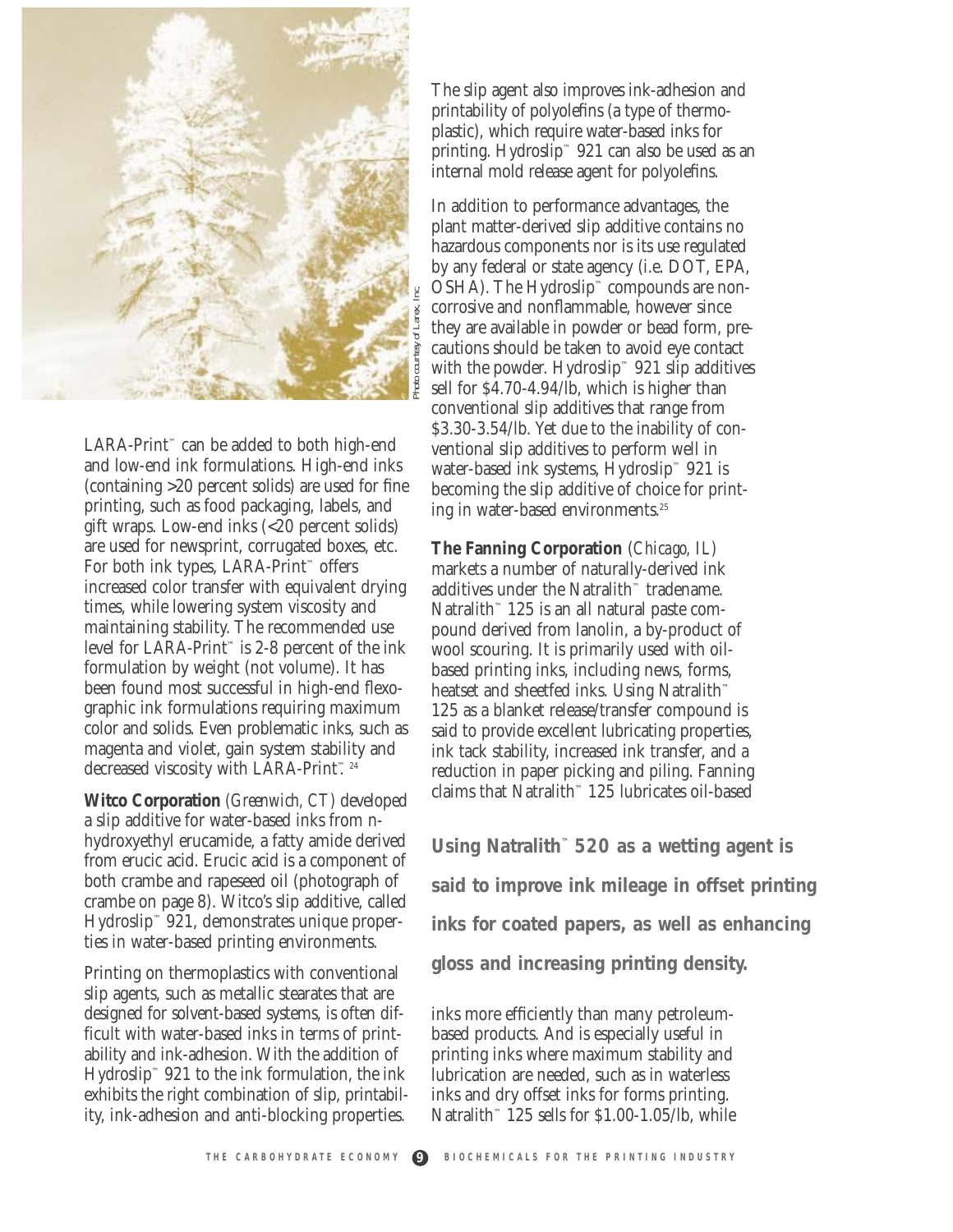LARA-Print™ can be added to both high-end and low-end ink formulations. High-end inks (containing >20 percent solids) are used for fine printing, such as food packaging, labels, and gift wraps. Low-end inks (<20 percent solids) are used for newsprint, corrugated boxes, etc. For both ink types, LARA-Print™ offers increased color transfer with equivalent drying times, while lowering system viscosity and maintaining stability. The recommended use level for LARA-Print™ is 2-8 percent of the ink formulation by weight (not volume). It has been found most successful in high-end flexographic ink formulations requiring maximum color and solids. Even problematic inks, such as magenta and violet, gain system stability and decreased viscosity with LARA-Print™.[24]

**Witco Corporation** *(Greenwich, CT)* developed a slip additive for water-based inks from n-hydroxyethyl erucamide, a fatty amide derived from erucic acid. Erucic acid is a component of both crambe and rapeseed oil (photograph of crambe on page 8). Witco's slip additive, called Hydroslip™ 921, demonstrates unique properties in water-based printing environments.

Printing on thermoplastics with conventional slip agents, such as metallic stearates that are designed for solvent-based systems, is often difficult with water-based inks in terms of printability and ink-adhesion. With the addition of Hydroslip™ 921 to the ink formulation, the ink exhibits the right combination of slip, printability, ink-adhesion and anti-blocking properties.

The slip agent also improves ink-adhesion and printability of polyolefins (a type of thermoplastic), which require water-based inks for printing. Hydroslip™ 921 can also be used as an internal mold release agent for polyolefins.

In addition to performance advantages, the plant matter-derived slip additive contains no hazardous components nor is its use regulated by any federal or state agency (i.e. DOT, EPA, OSHA). The Hydroslip™ compounds are non-corrosive and nonflammable, however since they are available in powder or bead form, precautions should be taken to avoid eye contact with the powder. Hydroslip™ 921 slip additives sell for $4.70-4.94/lb, which is higher than conventional slip additives that range from $3.30-3.54/lb. Yet due to the inability of conventional slip additives to perform well in water-based ink systems, Hydroslip™ 921 is becoming the slip additive of choice for printing in water-based environments.[25]

**The Fanning Corporation** *(Chicago, IL)* markets a number of naturally-derived ink additives under the Natralith™ tradename. Natralith™ 125 is an all natural paste compound derived from lanolin, a by-product of wool scouring. It is primarily used with oil-based printing inks, including news, forms, heatset and sheetfed inks. Using Natralith™ 125 as a blanket release/transfer compound is said to provide excellent lubricating properties, ink tack stability, increased ink transfer, and a reduction in paper picking and piling. Fanning claims that Natralith™ 125 lubricates oil-based inks more efficiently than many petroleum-based products. And is especially useful in printing inks where maximum stability and lubrication are needed, such as in waterless inks and dry offset inks for forms printing. Natralith™ 125 sells for $1.00-1.05/lb, while

**Using Natralith™ 520 as a wetting agent is said to improve ink mileage in offset printing inks for coated papers, as well as enhancing gloss and increasing printing density.**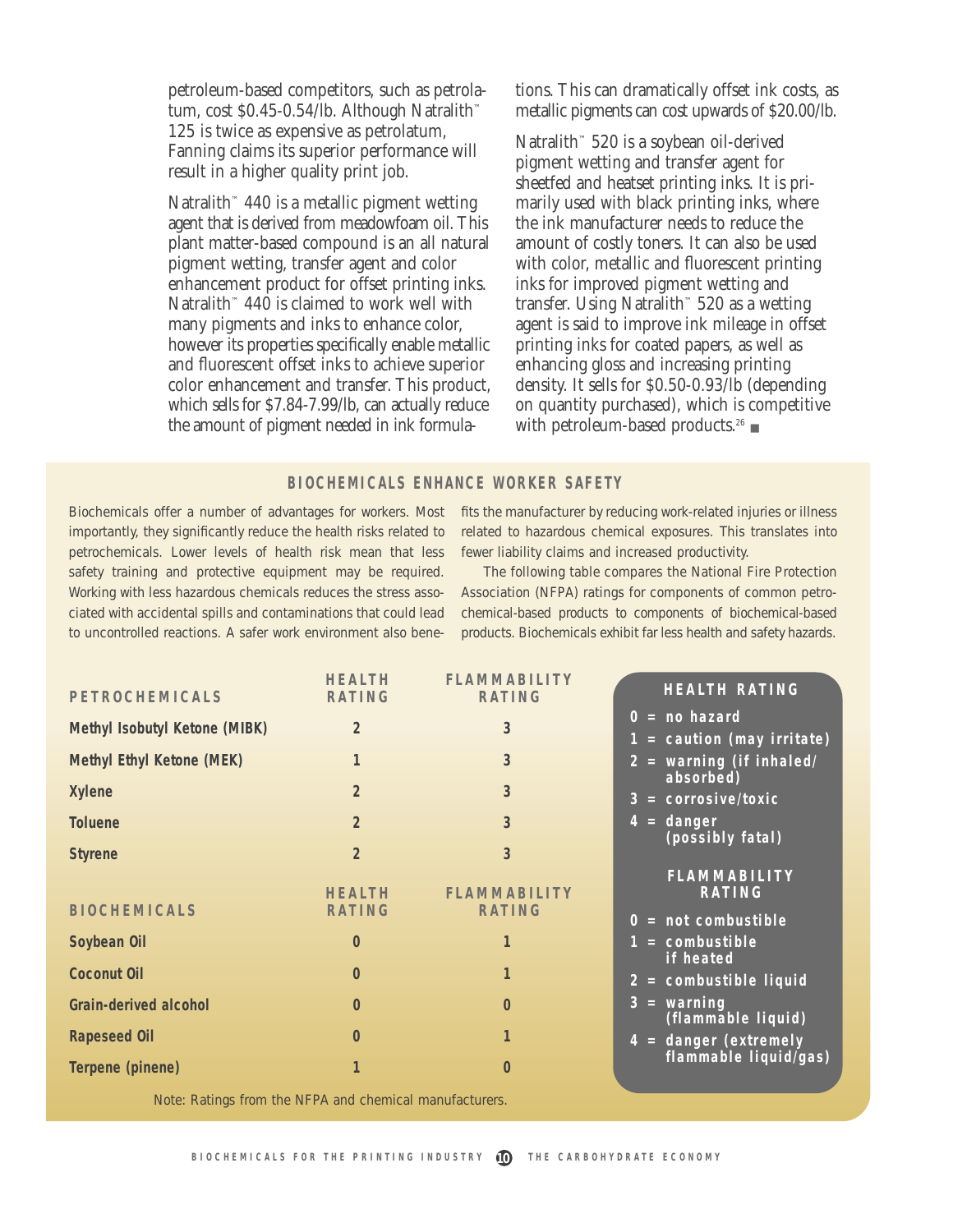petroleum-based competitors, such as petrolatum, cost $0.45-0.54/lb. Although Natralith™ 125 is twice as expensive as petrolatum, Fanning claims its superior performance will result in a higher quality print job.

Natralith™ 440 is a metallic pigment wetting agent that is derived from meadowfoam oil. This plant matter-based compound is an all natural pigment wetting, transfer agent and color enhancement product for offset printing inks. Natralith™ 440 is claimed to work well with many pigments and inks to enhance color, however its properties specifically enable metallic and fluorescent offset inks to achieve superior color enhancement and transfer. This product, which sells for $7.84-7.99/lb, can actually reduce the amount of pigment needed in ink formulations. This can dramatically offset ink costs, as metallic pigments can cost upwards of $20.00/lb.

Natralith™ 520 is a soybean oil-derived pigment wetting and transfer agent for sheetfed and heatset printing inks. It is primarily used with black printing inks, where the ink manufacturer needs to reduce the amount of costly toners. It can also be used with color, metallic and fluorescent printing inks for improved pigment wetting and transfer. Using Natralith™ 520 as a wetting agent is said to improve ink mileage in offset printing inks for coated papers, as well as enhancing gloss and increasing printing density. It sells for $0.50-0.93/lb (depending on quantity purchased), which is competitive with petroleum-based products.[26] ■

## BIOCHEMICALS ENHANCE WORKER SAFETY

Biochemicals offer a number of advantages for workers. Most importantly, they significantly reduce the health risks related to petrochemicals. Lower levels of health risk mean that less safety training and protective equipment may be required. Working with less hazardous chemicals reduces the stress associated with accidental spills and contaminations that could lead to uncontrolled reactions. A safer work environment also benefits the manufacturer by reducing work-related injuries or illness related to hazardous chemical exposures. This translates into fewer liability claims and increased productivity.

The following table compares the National Fire Protection Association (NFPA) ratings for components of common petrochemical-based products to components of biochemical-based products. Biochemicals exhibit far less health and safety hazards.

| PETROCHEMICALS | HEALTH RATING | FLAMMABILITY RATING |
|---|---|---|
| Methyl Isobutyl Ketone (MIBK) | 2 | 3 |
| Methyl Ethyl Ketone (MEK) | 1 | 3 |
| Xylene | 2 | 3 |
| Toluene | 2 | 3 |
| Styrene | 2 | 3 |

| BIOCHEMICALS | HEALTH RATING | FLAMMABILITY RATING |
|---|---|---|
| Soybean Oil | 0 | 1 |
| Coconut Oil | 0 | 1 |
| Grain-derived alcohol | 0 | 0 |
| Rapeseed Oil | 0 | 1 |
| Terpene (pinene) | 1 | 0 |

Note: Ratings from the NFPA and chemical manufacturers.

**HEALTH RATING**

- 0 = no hazard
- 1 = caution (may irritate)
- 2 = warning (if inhaled/absorbed)
- 3 = corrosive/toxic
- 4 = danger (possibly fatal)

**FLAMMABILITY RATING**

- 0 = not combustible
- 1 = combustible if heated
- 2 = combustible liquid
- 3 = warning (flammable liquid)
- 4 = danger (extremely flammable liquid/gas)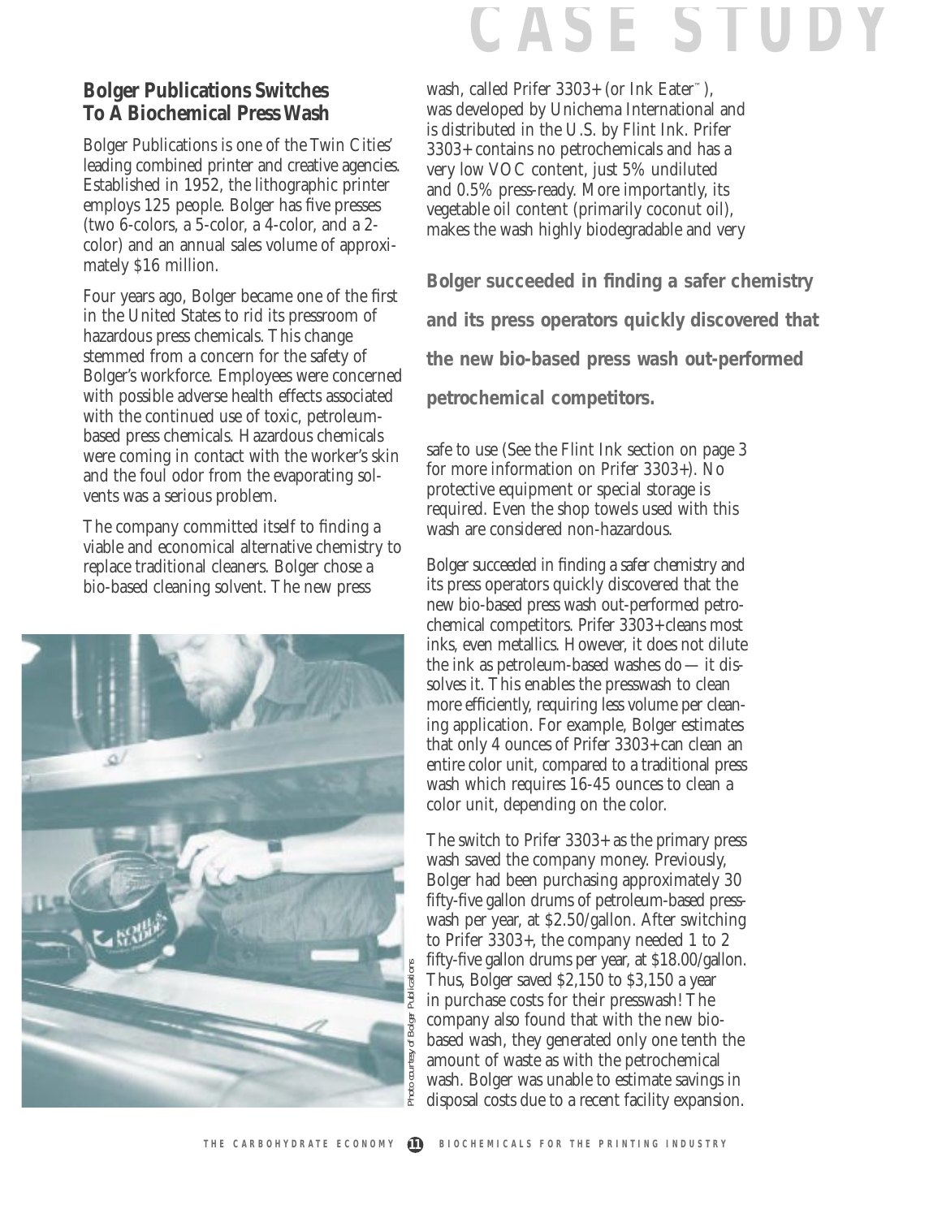# CASE STUDY

## Bolger Publications Switches To A Biochemical Press Wash

Bolger Publications is one of the Twin Cities' leading combined printer and creative agencies. Established in 1952, the lithographic printer employs 125 people. Bolger has five presses (two 6-colors, a 5-color, a 4-color, and a 2-color) and an annual sales volume of approximately $16 million.

Four years ago, Bolger became one of the first in the United States to rid its pressroom of hazardous press chemicals. This change stemmed from a concern for the safety of Bolger's workforce. Employees were concerned with possible adverse health effects associated with the continued use of toxic, petroleum-based press chemicals. Hazardous chemicals were coming in contact with the worker's skin and the foul odor from the evaporating solvents was a serious problem.

The company committed itself to finding a viable and economical alternative chemistry to replace traditional cleaners. Bolger chose a bio-based cleaning solvent. The new press wash, called Prifer 3303+ (or Ink Eater™), was developed by Unichema International and is distributed in the U.S. by Flint Ink. Prifer 3303+ contains no petrochemicals and has a very low VOC content, just 5% undiluted and 0.5% press-ready. More importantly, its vegetable oil content (primarily coconut oil), makes the wash highly biodegradable and very safe to use (See the Flint Ink section on page 3 for more information on Prifer 3303+). No protective equipment or special storage is required. Even the shop towels used with this wash are considered non-hazardous.

**Bolger succeeded in finding a safer chemistry and its press operators quickly discovered that the new bio-based press wash out-performed petrochemical competitors.**

Photo courtesy of Bolger Publications

Bolger succeeded in finding a safer chemistry and its press operators quickly discovered that the new bio-based press wash out-performed petrochemical competitors. Prifer 3303+ cleans most inks, even metallics. However, it does not dilute the ink as petroleum-based washes do — it dissolves it. This enables the presswash to clean more efficiently, requiring less volume per cleaning application. For example, Bolger estimates that only 4 ounces of Prifer 3303+ can clean an entire color unit, compared to a traditional press wash which requires 16-45 ounces to clean a color unit, depending on the color.

The switch to Prifer 3303+ as the primary press wash saved the company money. Previously, Bolger had been purchasing approximately 30 fifty-five gallon drums of petroleum-based presswash per year, at $2.50/gallon. After switching to Prifer 3303+, the company needed 1 to 2 fifty-five gallon drums per year, at $18.00/gallon. Thus, Bolger saved $2,150 to $3,150 a year in purchase costs for their presswash! The company also found that with the new bio-based wash, they generated only one tenth the amount of waste as with the petrochemical wash. Bolger was unable to estimate savings in disposal costs due to a recent facility expansion.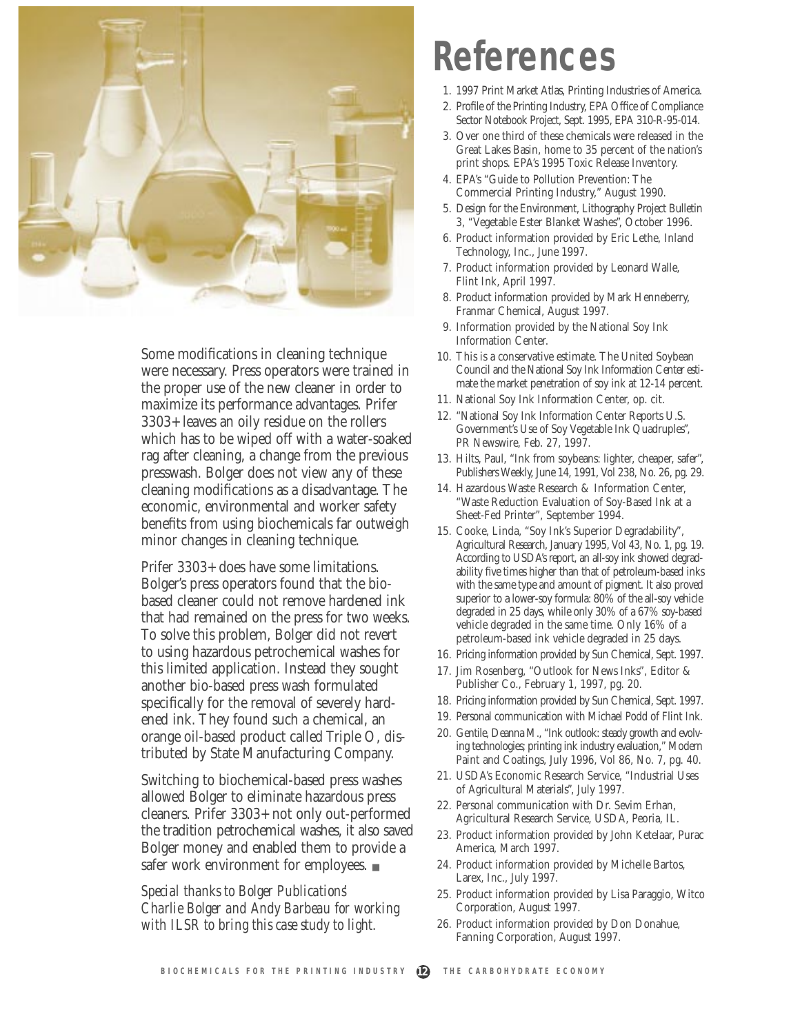Some modifications in cleaning technique were necessary. Press operators were trained in the proper use of the new cleaner in order to maximize its performance advantages. Prifer 3303+ leaves an oily residue on the rollers which has to be wiped off with a water-soaked rag after cleaning, a change from the previous presswash. Bolger does not view any of these cleaning modifications as a disadvantage. The economic, environmental and worker safety benefits from using biochemicals far outweigh minor changes in cleaning technique.

Prifer 3303+ does have some limitations. Bolger's press operators found that the bio-based cleaner could not remove hardened ink that had remained on the press for two weeks. To solve this problem, Bolger did not revert to using hazardous petrochemical washes for this limited application. Instead they sought another bio-based press wash formulated specifically for the removal of severely hardened ink. They found such a chemical, an orange oil-based product called Triple O, distributed by State Manufacturing Company.

Switching to biochemical-based press washes allowed Bolger to eliminate hazardous press cleaners. Prifer 3303+ not only out-performed the tradition petrochemical washes, it also saved Bolger money and enabled them to provide a safer work environment for employees. ■

*Special thanks to Bolger Publications' Charlie Bolger and Andy Barbeau for working with ILSR to bring this case study to light.*

# References

1. 1997 Print Market Atlas, Printing Industries of America.
2. Profile of the Printing Industry, EPA Office of Compliance Sector Notebook Project, Sept. 1995, EPA 310-R-95-014.
3. Over one third of these chemicals were released in the Great Lakes Basin, home to 35 percent of the nation's print shops. EPA's 1995 Toxic Release Inventory.
4. EPA's "Guide to Pollution Prevention: The Commercial Printing Industry," August 1990.
5. Design for the Environment, Lithography Project Bulletin 3, "Vegetable Ester Blanket Washes", October 1996.
6. Product information provided by Eric Lethe, Inland Technology, Inc., June 1997.
7. Product information provided by Leonard Walle, Flint Ink, April 1997.
8. Product information provided by Mark Henneberry, Franmar Chemical, August 1997.
9. Information provided by the National Soy Ink Information Center.
10. This is a conservative estimate. The United Soybean Council and the National Soy Ink Information Center estimate the market penetration of soy ink at 12-14 percent.
11. National Soy Ink Information Center, op. cit.
12. "National Soy Ink Information Center Reports U.S. Government's Use of Soy Vegetable Ink Quadruples", PR Newswire, Feb. 27, 1997.
13. Hilts, Paul, "Ink from soybeans: lighter, cheaper, safer", Publishers Weekly, June 14, 1991, Vol 238, No. 26, pg. 29.
14. Hazardous Waste Research & Information Center, "Waste Reduction Evaluation of Soy-Based Ink at a Sheet-Fed Printer", September 1994.
15. Cooke, Linda, "Soy Ink's Superior Degradability", Agricultural Research, January 1995, Vol 43, No. 1, pg. 19. According to USDA's report, an all-soy ink showed degradability five times higher than that of petroleum-based inks with the same type and amount of pigment. It also proved superior to a lower-soy formula: 80% of the all-soy vehicle degraded in 25 days, while only 30% of a 67% soy-based vehicle degraded in the same time. Only 16% of a petroleum-based ink vehicle degraded in 25 days.
16. Pricing information provided by Sun Chemical, Sept. 1997.
17. Jim Rosenberg, "Outlook for News Inks", Editor & Publisher Co., February 1, 1997, pg. 20.
18. Pricing information provided by Sun Chemical, Sept. 1997.
19. Personal communication with Michael Podd of Flint Ink.
20. Gentile, Deanna M., "Ink outlook: steady growth and evolving technologies; printing ink industry evaluation," Modern Paint and Coatings, July 1996, Vol 86, No. 7, pg. 40.
21. USDA's Economic Research Service, "Industrial Uses of Agricultural Materials", July 1997.
22. Personal communication with Dr. Sevim Erhan, Agricultural Research Service, USDA, Peoria, IL.
23. Product information provided by John Ketelaar, Purac America, March 1997.
24. Product information provided by Michelle Bartos, Larex, Inc., July 1997.
25. Product information provided by Lisa Paraggio, Witco Corporation, August 1997.
26. Product information provided by Don Donahue, Fanning Corporation, August 1997.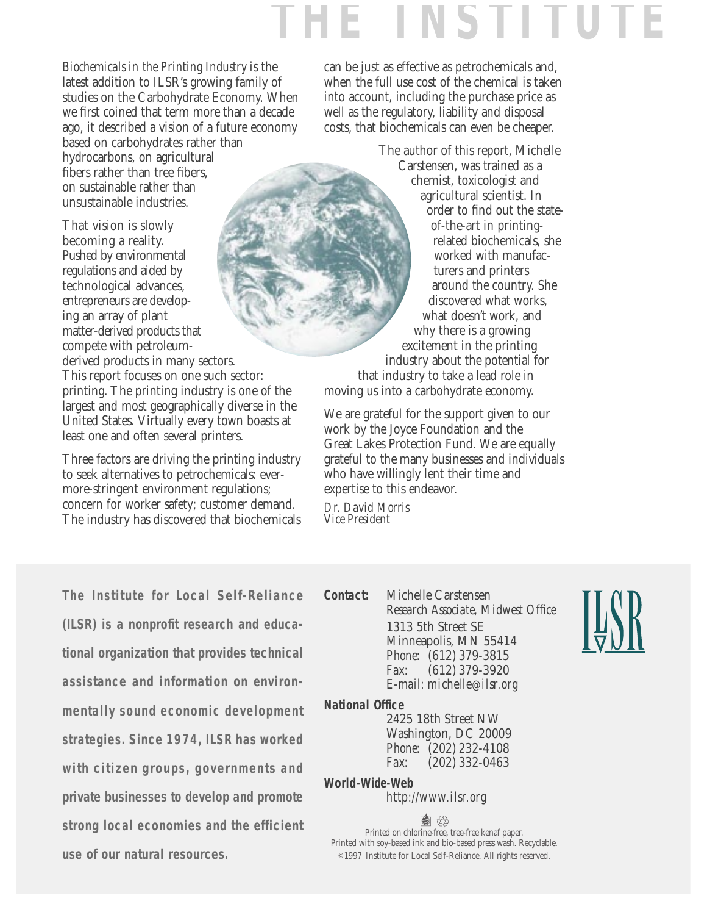# THE INSTITUTE

*Biochemicals in the Printing Industry* is the latest addition to ILSR's growing family of studies on the Carbohydrate Economy. When we first coined that term more than a decade ago, it described a vision of a future economy based on carbohydrates rather than hydrocarbons, on agricultural fibers rather than tree fibers, on sustainable rather than unsustainable industries.

That vision is slowly becoming a reality. Pushed by environmental regulations and aided by technological advances, entrepreneurs are developing an array of plant matter-derived products that compete with petroleum-derived products in many sectors. This report focuses on one such sector: printing. The printing industry is one of the largest and most geographically diverse in the United States. Virtually every town boasts at least one and often several printers.

Three factors are driving the printing industry to seek alternatives to petrochemicals: ever-more-stringent environment regulations; concern for worker safety; customer demand. The industry has discovered that biochemicals can be just as effective as petrochemicals and, when the full use cost of the chemical is taken into account, including the purchase price as well as the regulatory, liability and disposal costs, that biochemicals can even be cheaper.

The author of this report, Michelle Carstensen, was trained as a chemist, toxicologist and agricultural scientist. In order to find out the state-of-the-art in printing-related biochemicals, she worked with manufacturers and printers around the country. She discovered what works, what doesn't work, and why there is a growing excitement in the printing industry about the potential for that industry to take a lead role in moving us into a carbohydrate economy.

We are grateful for the support given to our work by the Joyce Foundation and the Great Lakes Protection Fund. We are equally grateful to the many businesses and individuals who have willingly lent their time and expertise to this endeavor.

*Dr. David Morris*
*Vice President*

**The Institute for Local Self-Reliance (ILSR) is a nonprofit research and educational organization that provides technical assistance and information on environmentally sound economic development strategies. Since 1974, ILSR has worked with citizen groups, governments and private businesses to develop and promote strong local economies and the efficient use of our natural resources.**

**Contact:** Michelle Carstensen
*Research Associate, Midwest Office*
1313 5th Street SE
Minneapolis, MN 55414
*Phone:* (612) 379-3815
*Fax:* (612) 379-3920
*E-mail:* michelle@ilsr.org

**National Office**
2425 18th Street NW
Washington, DC 20009
*Phone:* (202) 232-4108
*Fax:* (202) 332-0463

**World-Wide-Web**
http://www.ilsr.org

ILSR

Printed on chlorine-free, tree-free kenaf paper.
Printed with soy-based ink and bio-based press wash. Recyclable.
©1997 Institute for Local Self-Reliance. All rights reserved.